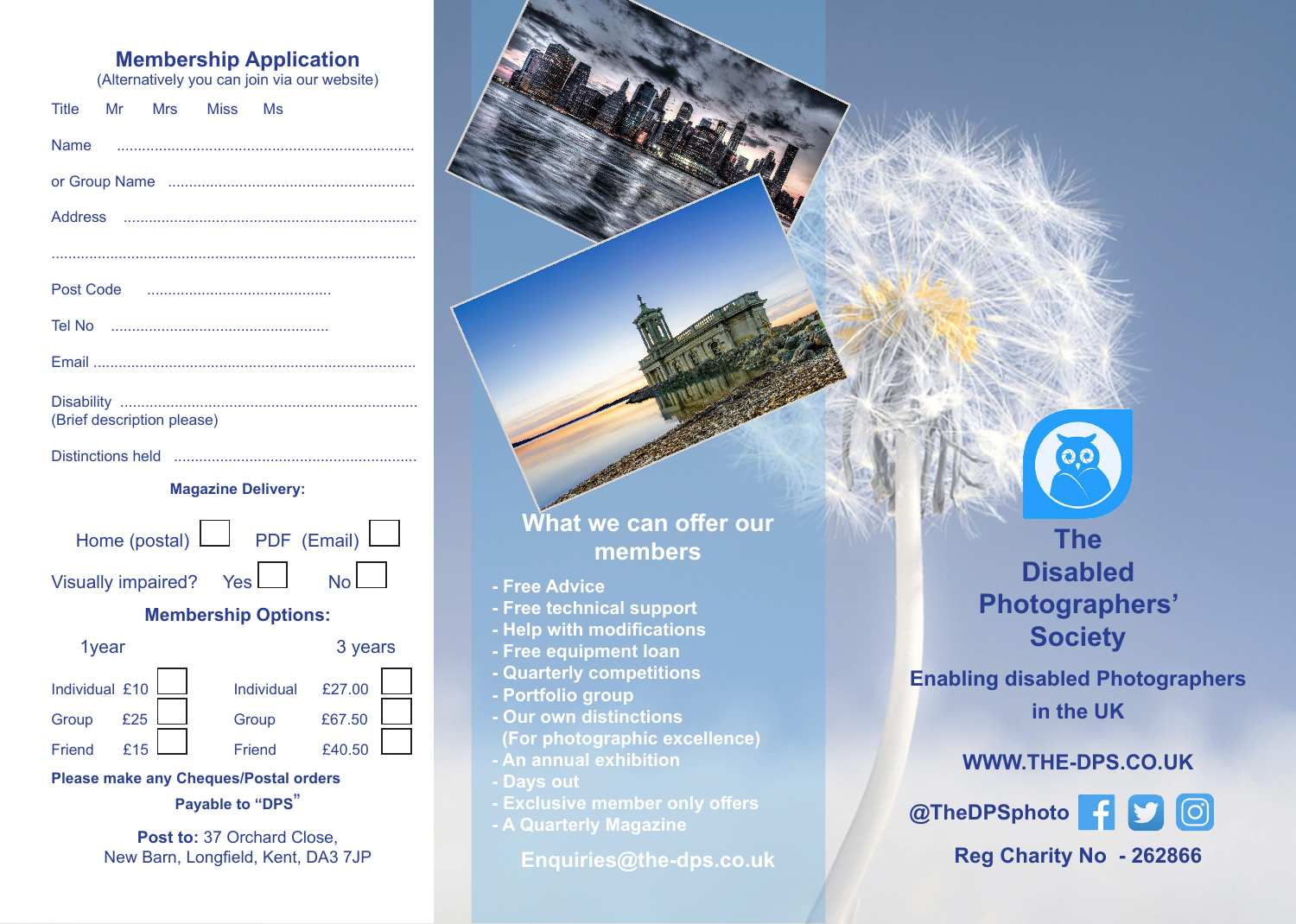## Membership Application

(Alternatively you can join via our website)

Title Mr Mrs Miss Ms

Name ......................................................................

or Group Name ..........................................................

Address .....................................................................

......................................................................................

Post Code ............................................

Tel No ....................................................

Email ............................................................................

Disability ......................................................................
(Brief description please)

Distinctions held .........................................................

**Magazine Delivery:**

Home (postal) ☐ PDF (Email) ☐

Visually impaired? Yes ☐ No ☐

**Membership Options:**

| 1year | | | 3 years | | |
|---|---|---|---|---|---|
| Individual | £10 | ☐ | Individual | £27.00 | ☐ |
| Group | £25 | ☐ | Group | £67.50 | ☐ |
| Friend | £15 | ☐ | Friend | £40.50 | ☐ |

**Please make any Cheques/Postal orders Payable to "DPS"**

**Post to:** 37 Orchard Close, New Barn, Longfield, Kent, DA3 7JP

## What we can offer our members

- Free Advice
- Free technical support
- Help with modifications
- Free equipment loan
- Quarterly competitions
- Portfolio group
- Our own distinctions (For photographic excellence)
- An annual exhibition
- Days out
- Exclusive member only offers
- A Quarterly Magazine

**Enquiries@the-dps.co.uk**

# The Disabled Photographers' Society

**Enabling disabled Photographers in the UK**

**WWW.THE-DPS.CO.UK**

**@TheDPSphoto**

**Reg Charity No - 262866**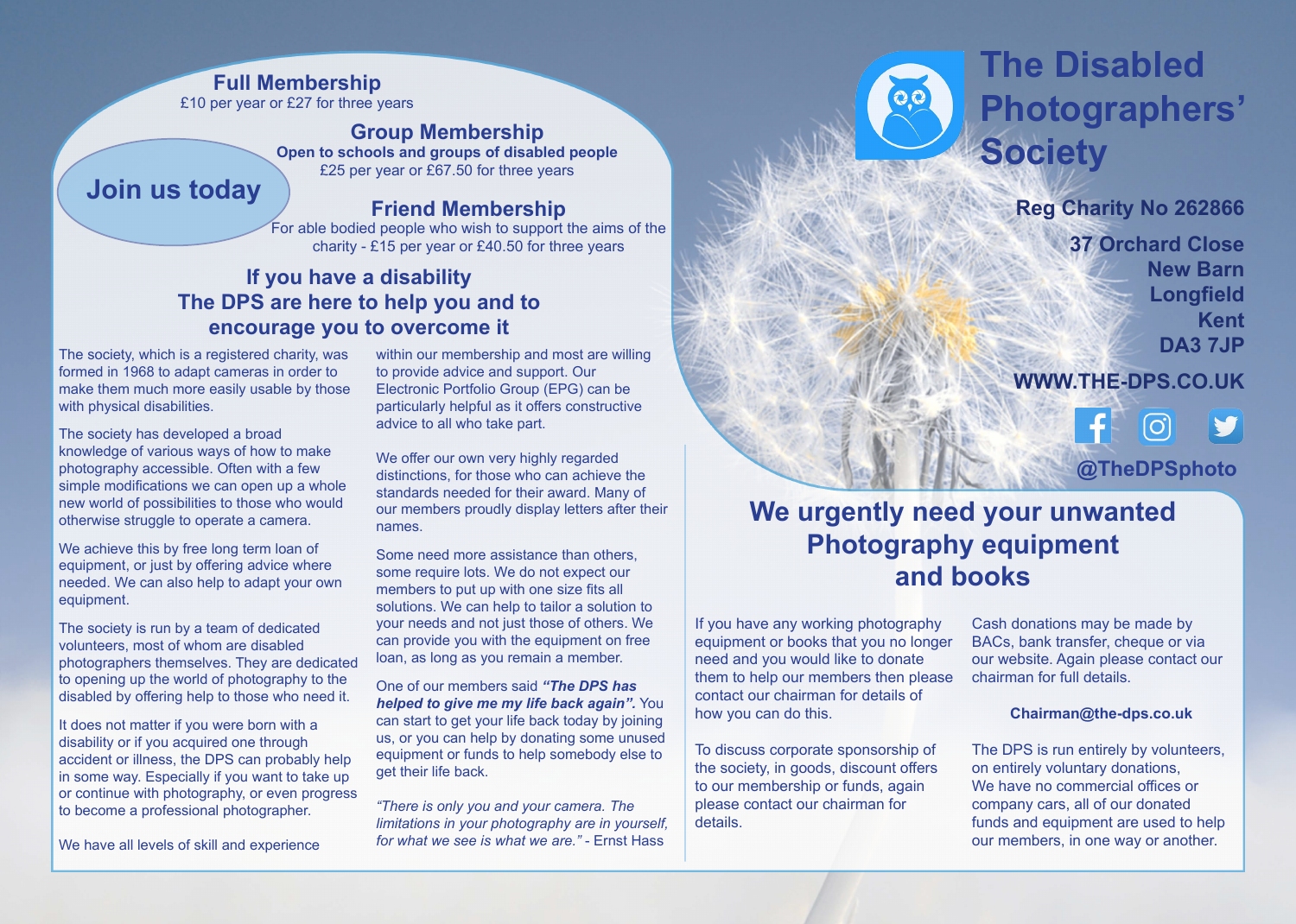## Join us today

### Full Membership

£10 per year or £27 for three years

### Group Membership

**Open to schools and groups of disabled people**

£25 per year or £67.50 for three years

### Friend Membership

For able bodied people who wish to support the aims of the charity - £15 per year or £40.50 for three years

## If you have a disability The DPS are here to help you and to encourage you to overcome it

The society, which is a registered charity, was formed in 1968 to adapt cameras in order to make them much more easily usable by those with physical disabilities.

The society has developed a broad knowledge of various ways of how to make photography accessible. Often with a few simple modifications we can open up a whole new world of possibilities to those who would otherwise struggle to operate a camera.

We achieve this by free long term loan of equipment, or just by offering advice where needed. We can also help to adapt your own equipment.

The society is run by a team of dedicated volunteers, most of whom are disabled photographers themselves. They are dedicated to opening up the world of photography to the disabled by offering help to those who need it.

It does not matter if you were born with a disability or if you acquired one through accident or illness, the DPS can probably help in some way. Especially if you want to take up or continue with photography, or even progress to become a professional photographer.

We have all levels of skill and experience within our membership and most are willing to provide advice and support. Our Electronic Portfolio Group (EPG) can be particularly helpful as it offers constructive advice to all who take part.

We offer our own very highly regarded distinctions, for those who can achieve the standards needed for their award. Many of our members proudly display letters after their names.

Some need more assistance than others, some require lots. We do not expect our members to put up with one size fits all solutions. We can help to tailor a solution to your needs and not just those of others. We can provide you with the equipment on free loan, as long as you remain a member.

One of our members said ***"The DPS has helped to give me my life back again".*** You can start to get your life back today by joining us, or you can help by donating some unused equipment or funds to help somebody else to get their life back.

*"There is only you and your camera. The limitations in your photography are in yourself, for what we see is what we are."* - Ernst Hass

# The Disabled Photographers' Society

**Reg Charity No 262866**

**37 Orchard Close**
**New Barn**
**Longfield**
**Kent**
**DA3 7JP**

**WWW.THE-DPS.CO.UK**

**@TheDPSphoto**

## We urgently need your unwanted Photography equipment and books

If you have any working photography equipment or books that you no longer need and you would like to donate them to help our members then please contact our chairman for details of how you can do this.

To discuss corporate sponsorship of the society, in goods, discount offers to our membership or funds, again please contact our chairman for details.

Cash donations may be made by BACs, bank transfer, cheque or via our website. Again please contact our chairman for full details.

**Chairman@the-dps.co.uk**

The DPS is run entirely by volunteers, on entirely voluntary donations, We have no commercial offices or company cars, all of our donated funds and equipment are used to help our members, in one way or another.